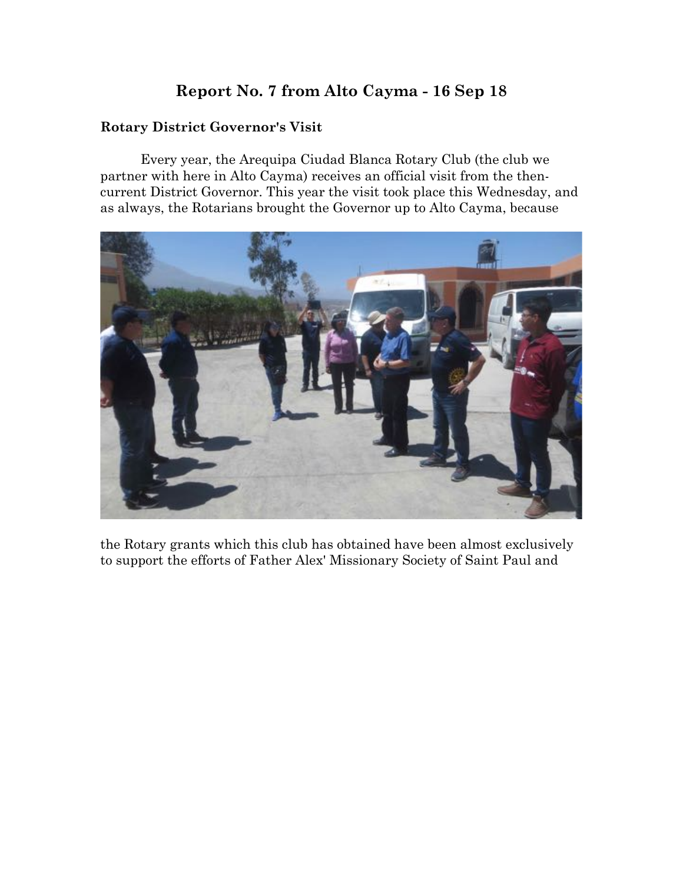# Report No. 7 from Alto Cayma - 16 Sep 18

## Rotary District Governor's Visit

Every year, the Arequipa Ciudad Blanca Rotary Club (the club we partner with here in Alto Cayma) receives an official visit from the then-current District Governor. This year the visit took place this Wednesday, and as always, the Rotarians brought the Governor up to Alto Cayma, because

the Rotary grants which this club has obtained have been almost exclusively to support the efforts of Father Alex' Missionary Society of Saint Paul and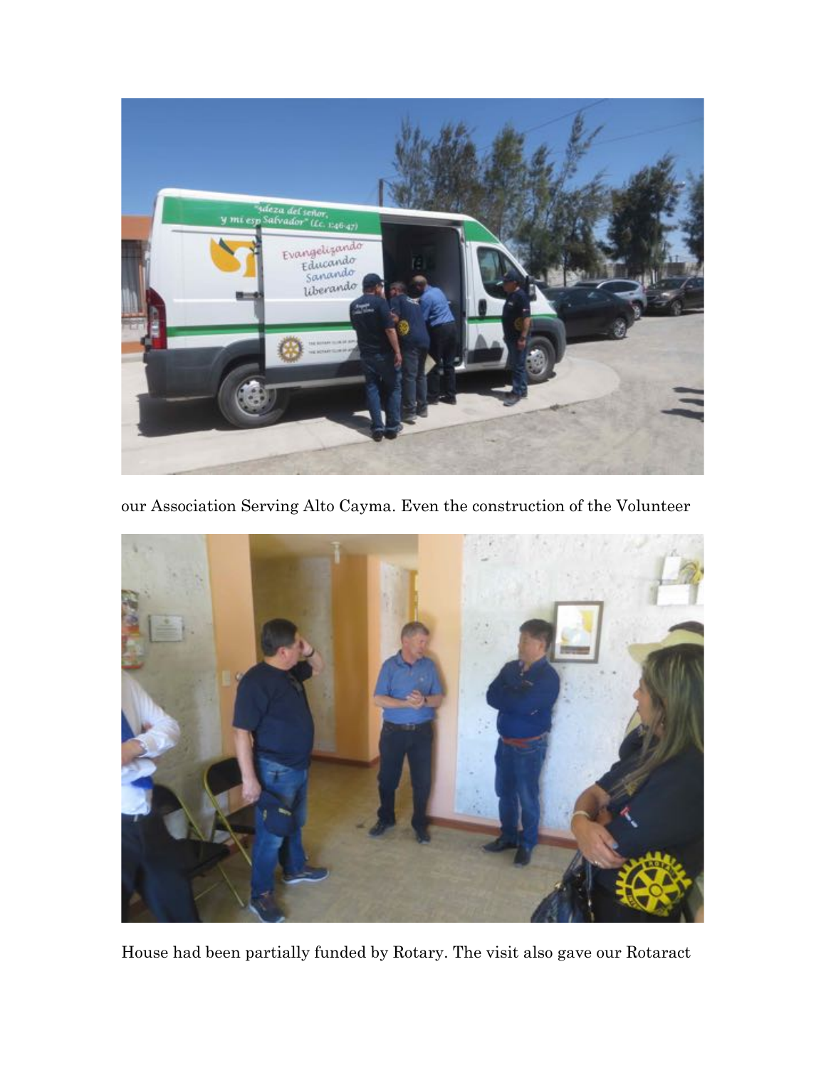our Association Serving Alto Cayma. Even the construction of the Volunteer

House had been partially funded by Rotary. The visit also gave our Rotaract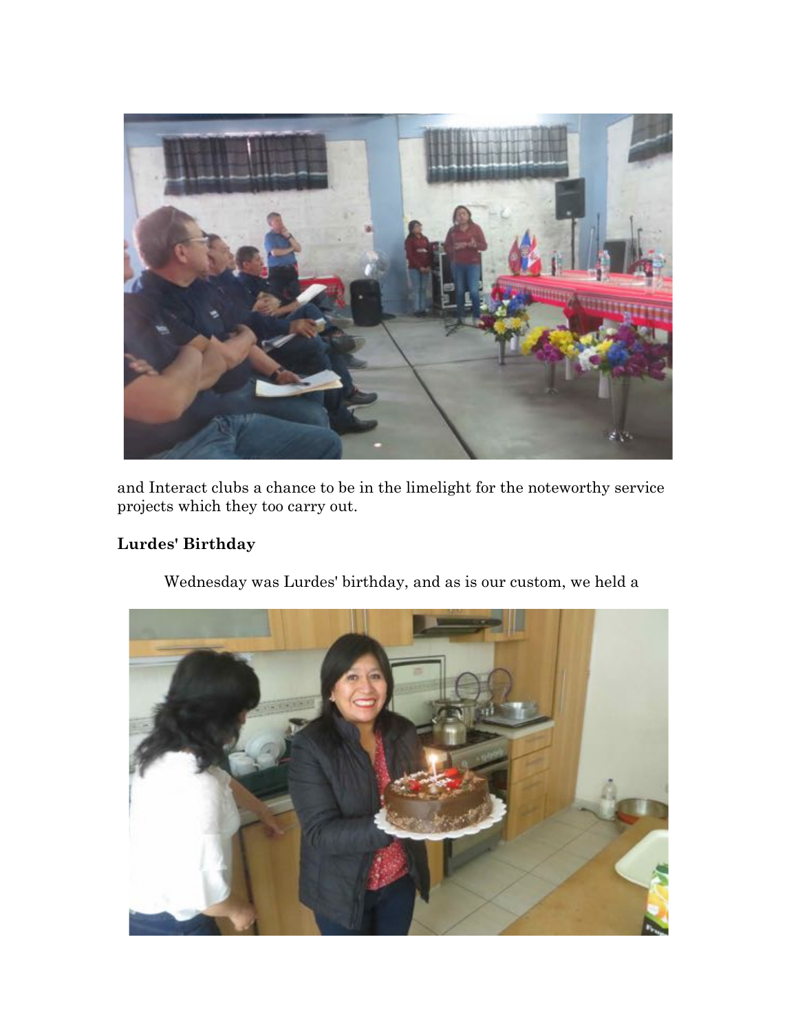and Interact clubs a chance to be in the limelight for the noteworthy service projects which they too carry out.

**Lurdes' Birthday**

Wednesday was Lurdes' birthday, and as is our custom, we held a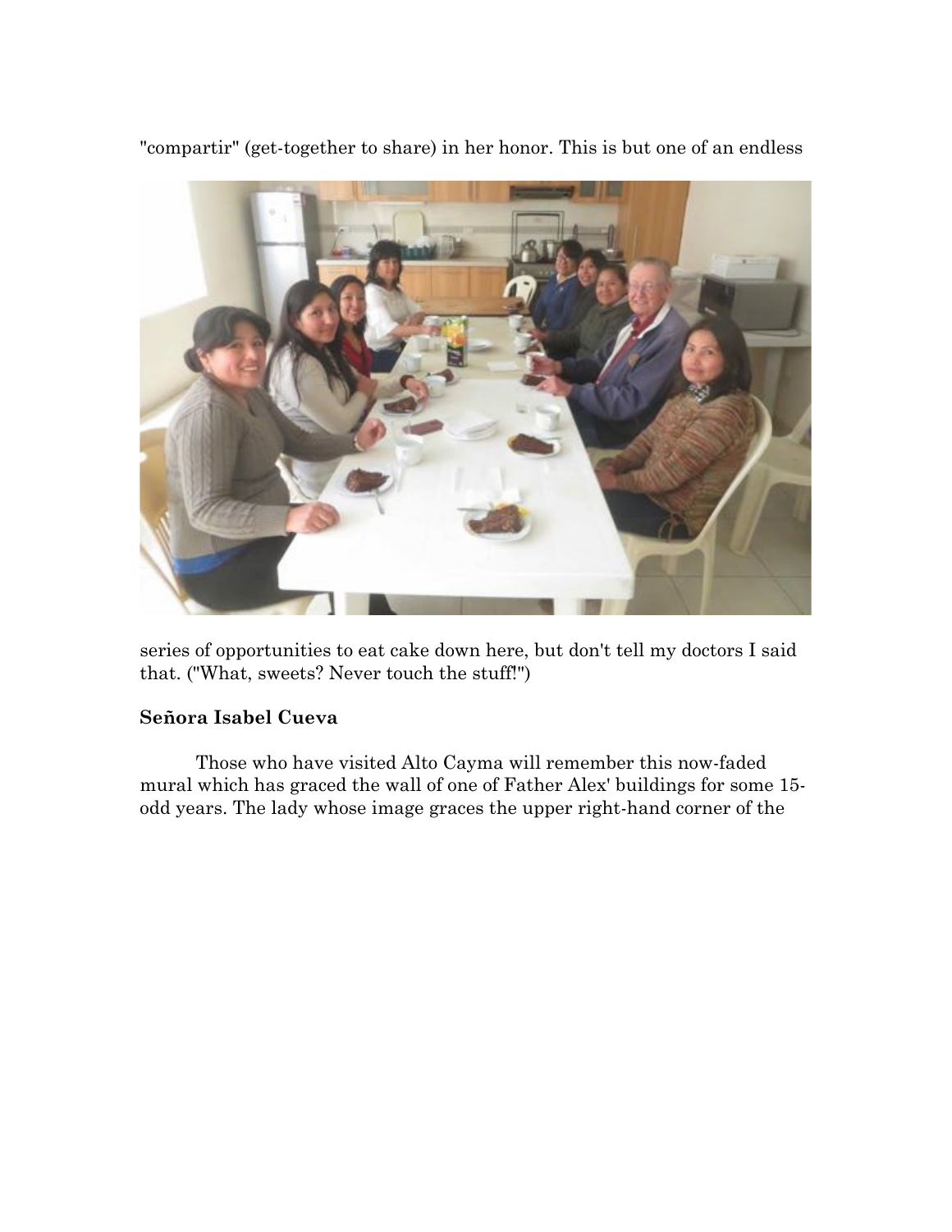"compartir" (get-together to share) in her honor. This is but one of an endless series of opportunities to eat cake down here, but don't tell my doctors I said that. ("What, sweets? Never touch the stuff!")

**Señora Isabel Cueva**

Those who have visited Alto Cayma will remember this now-faded mural which has graced the wall of one of Father Alex' buildings for some 15-odd years. The lady whose image graces the upper right-hand corner of the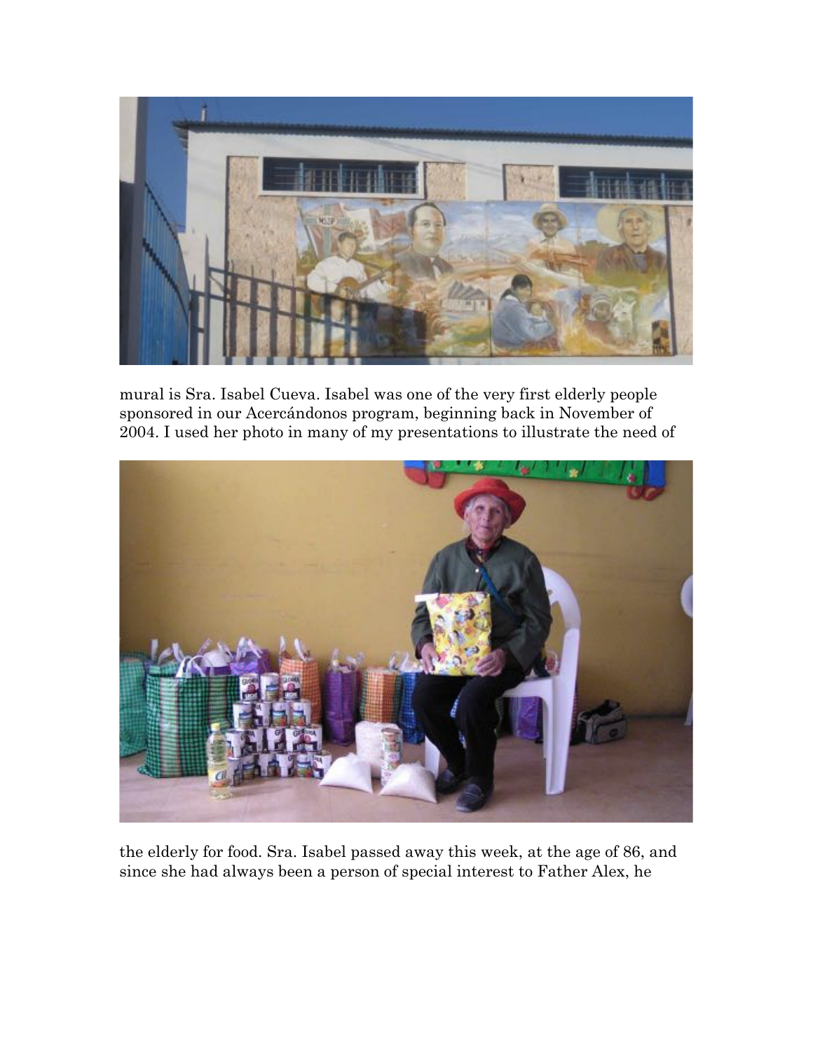mural is Sra. Isabel Cueva. Isabel was one of the very first elderly people sponsored in our Acercándonos program, beginning back in November of 2004. I used her photo in many of my presentations to illustrate the need of

the elderly for food. Sra. Isabel passed away this week, at the age of 86, and since she had always been a person of special interest to Father Alex, he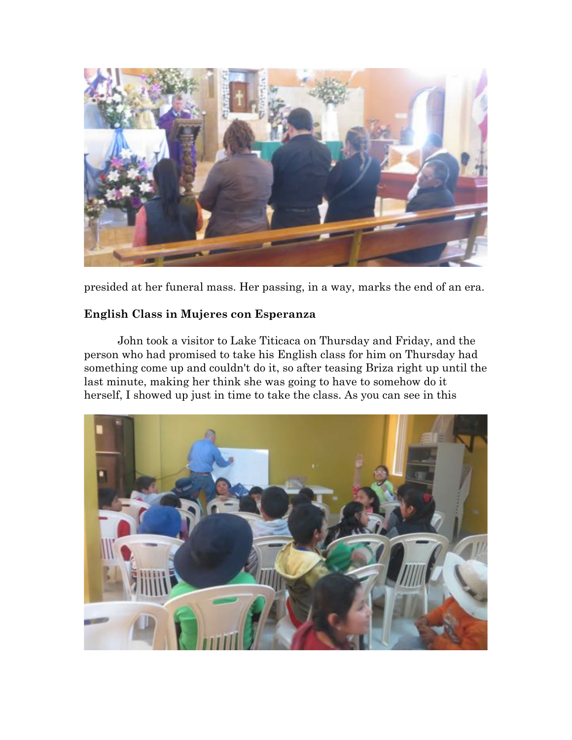presided at her funeral mass. Her passing, in a way, marks the end of an era.

**English Class in Mujeres con Esperanza**

John took a visitor to Lake Titicaca on Thursday and Friday, and the person who had promised to take his English class for him on Thursday had something come up and couldn't do it, so after teasing Briza right up until the last minute, making her think she was going to have to somehow do it herself, I showed up just in time to take the class. As you can see in this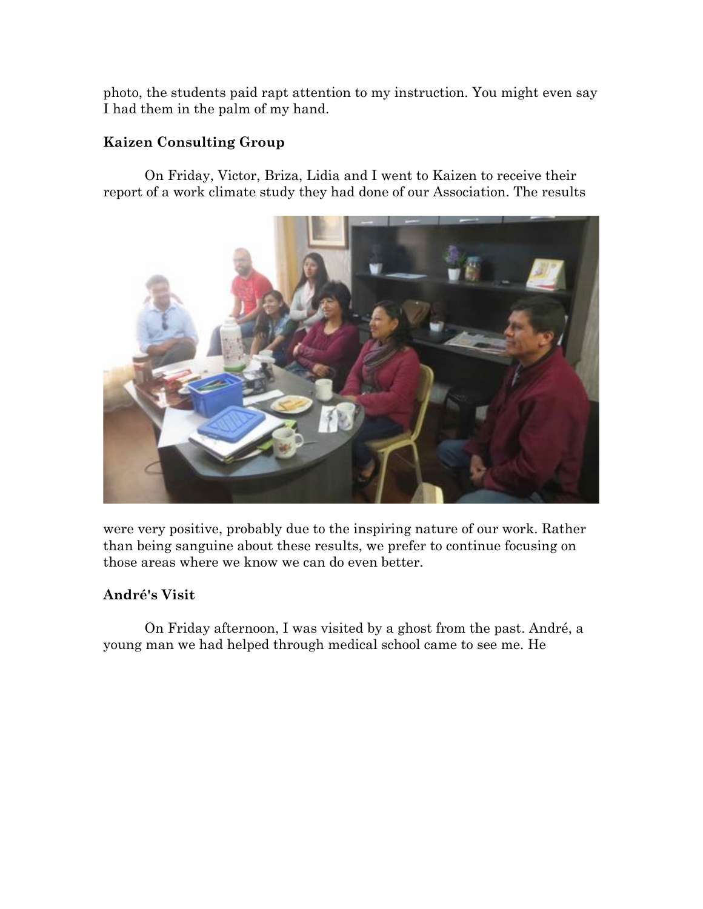photo, the students paid rapt attention to my instruction. You might even say I had them in the palm of my hand.

### Kaizen Consulting Group

On Friday, Victor, Briza, Lidia and I went to Kaizen to receive their report of a work climate study they had done of our Association. The results were very positive, probably due to the inspiring nature of our work. Rather than being sanguine about these results, we prefer to continue focusing on those areas where we know we can do even better.

### André's Visit

On Friday afternoon, I was visited by a ghost from the past. André, a young man we had helped through medical school came to see me. He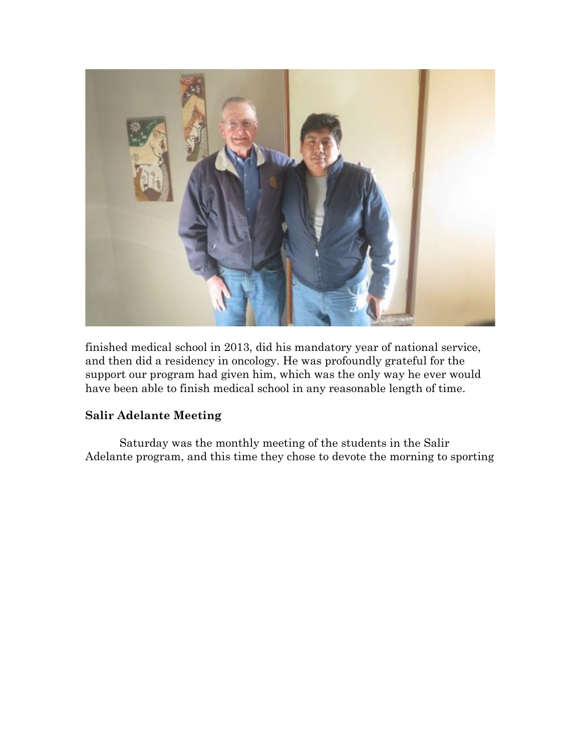finished medical school in 2013, did his mandatory year of national service, and then did a residency in oncology. He was profoundly grateful for the support our program had given him, which was the only way he ever would have been able to finish medical school in any reasonable length of time.

**Salir Adelante Meeting**

Saturday was the monthly meeting of the students in the Salir Adelante program, and this time they chose to devote the morning to sporting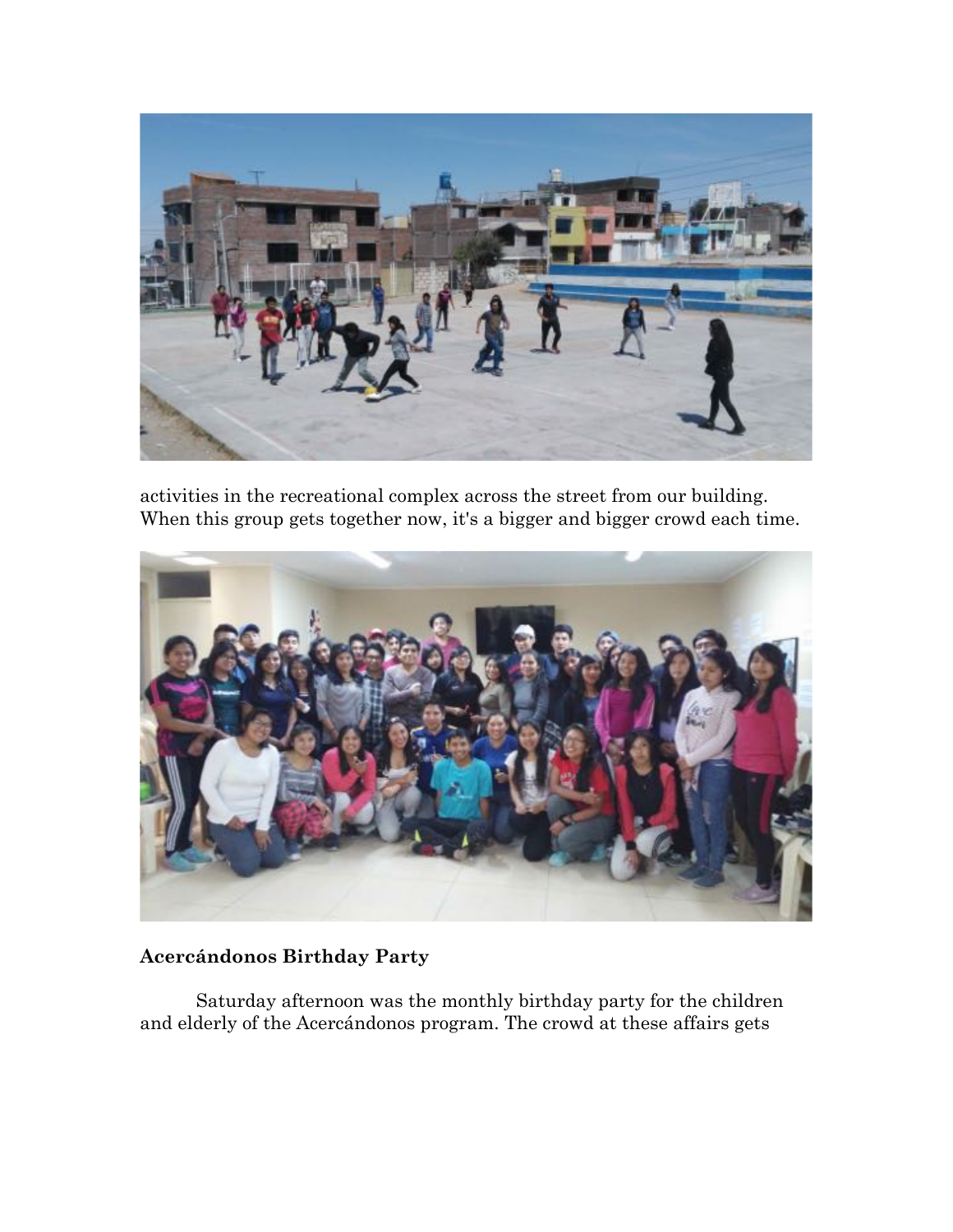activities in the recreational complex across the street from our building. When this group gets together now, it's a bigger and bigger crowd each time.

**Acercándonos Birthday Party**

Saturday afternoon was the monthly birthday party for the children and elderly of the Acercándonos program. The crowd at these affairs gets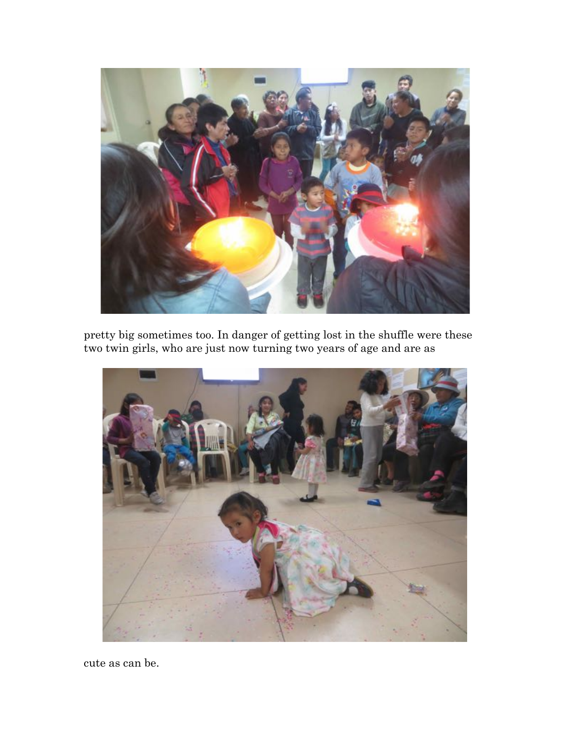pretty big sometimes too. In danger of getting lost in the shuffle were these two twin girls, who are just now turning two years of age and are as

cute as can be.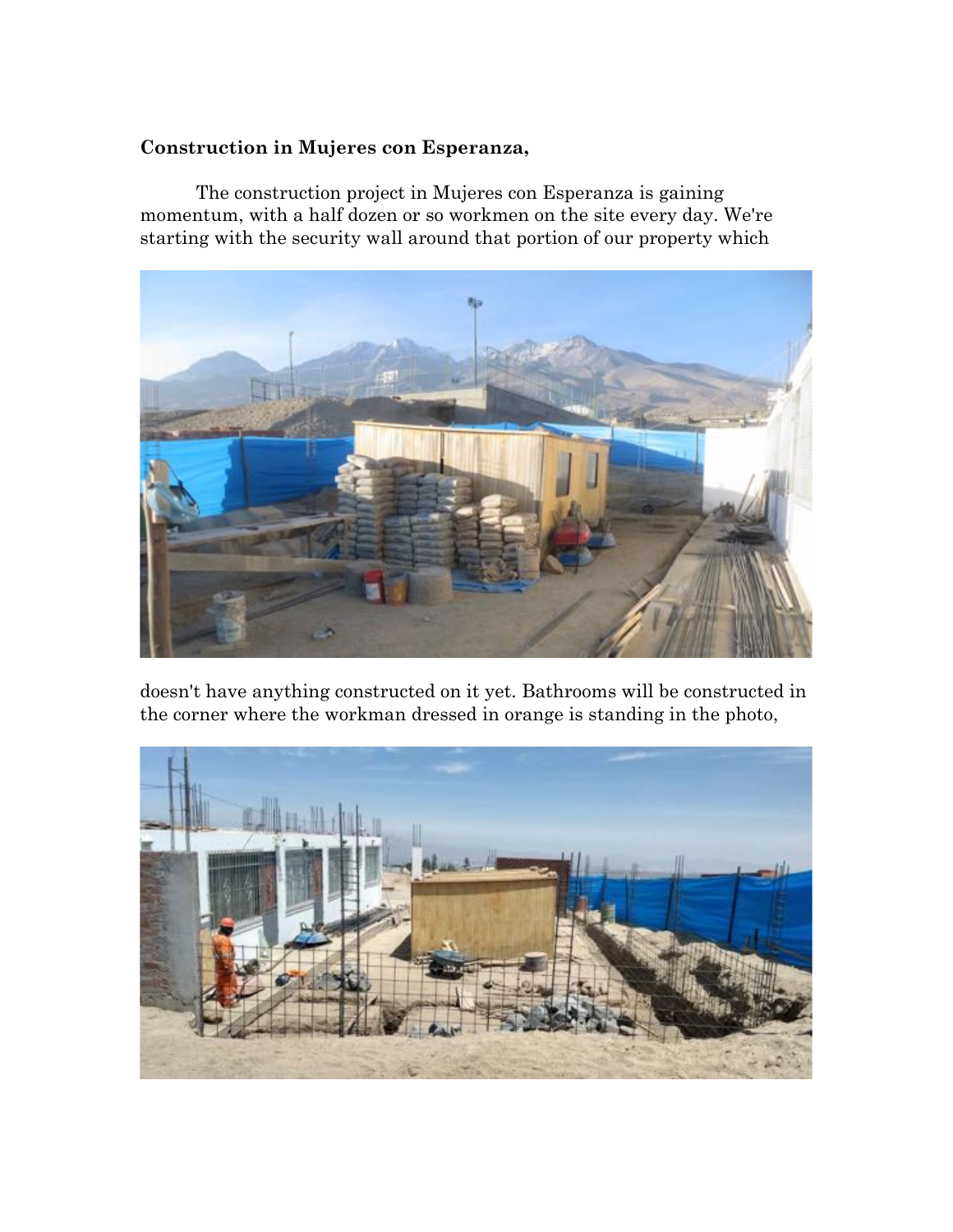**Construction in Mujeres con Esperanza,**

The construction project in Mujeres con Esperanza is gaining momentum, with a half dozen or so workmen on the site every day. We're starting with the security wall around that portion of our property which doesn't have anything constructed on it yet. Bathrooms will be constructed in the corner where the workman dressed in orange is standing in the photo,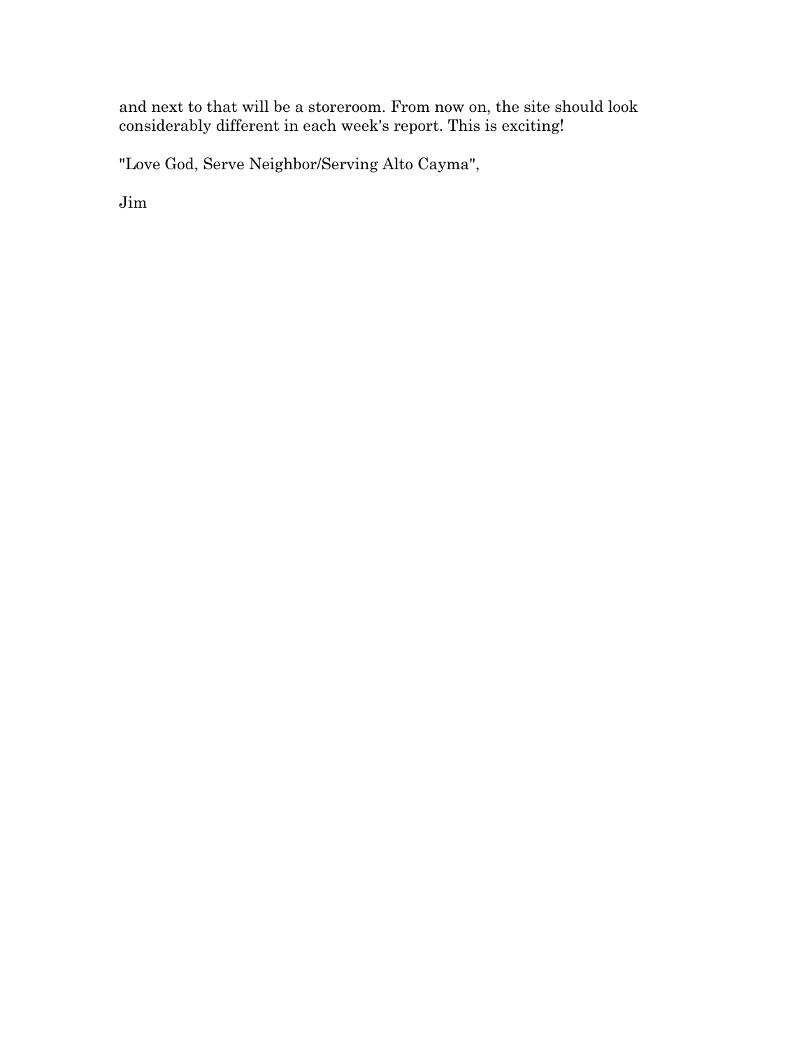and next to that will be a storeroom. From now on, the site should look considerably different in each week's report. This is exciting!

"Love God, Serve Neighbor/Serving Alto Cayma",

Jim